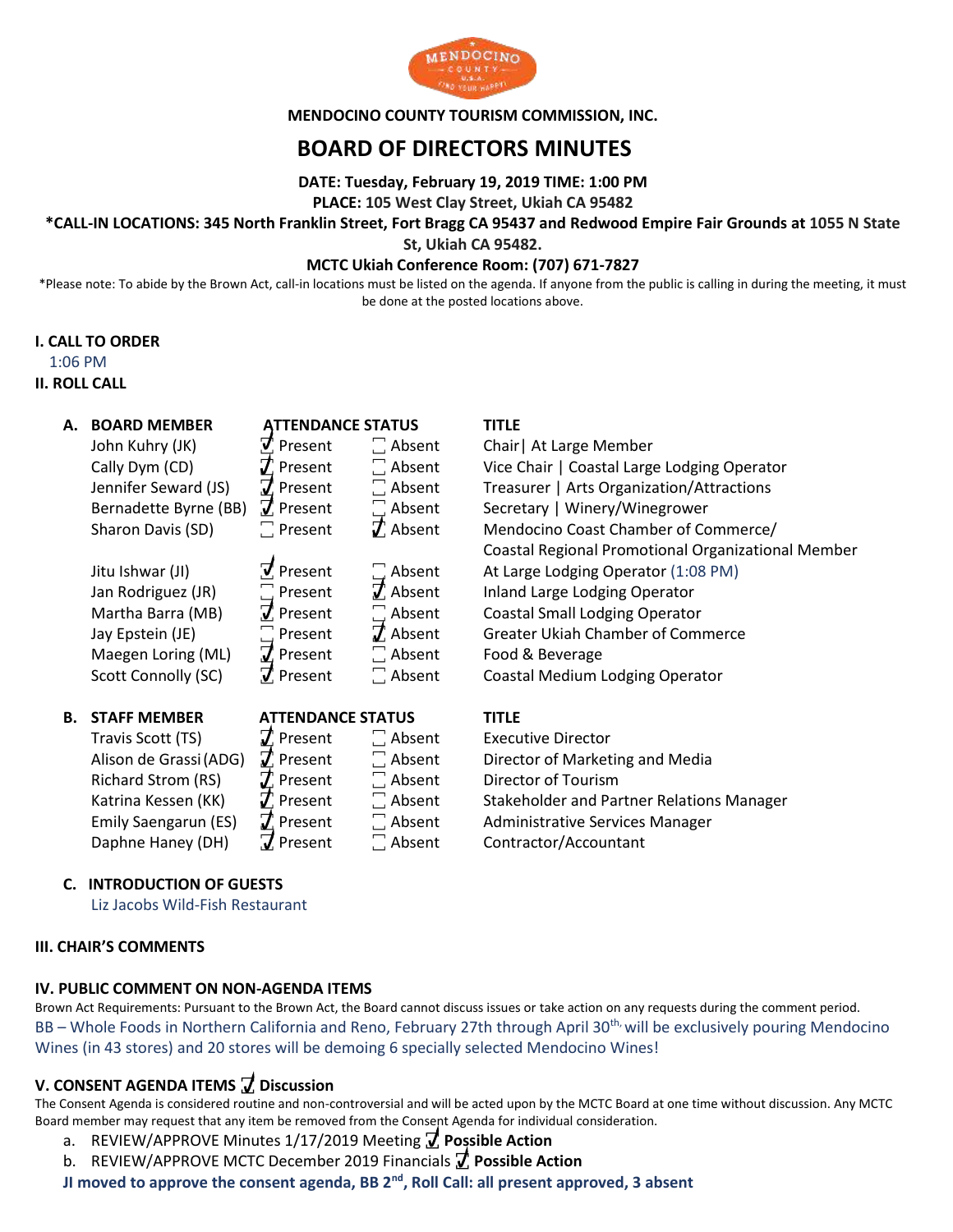MENDOCINO COUNTY TOURISM COMMISSION, INC.

# BOARD OF DIRECTORS MINUTES

**DATE: Tuesday, February 19, 2019 TIME: 1:00 PM**

**PLACE: 105 West Clay Street, Ukiah CA 95482**

**\*CALL-IN LOCATIONS: 345 North Franklin Street, Fort Bragg CA 95437 and Redwood Empire Fair Grounds at 1055 N State St, Ukiah CA 95482.**

**MCTC Ukiah Conference Room: (707) 671-7827**

\*Please note: To abide by the Brown Act, call-in locations must be listed on the agenda. If anyone from the public is calling in during the meeting, it must be done at the posted locations above.

## I. CALL TO ORDER

1:06 PM

## II. ROLL CALL

**A.**

| BOARD MEMBER | ATTENDANCE STATUS | | TITLE |
|---|---|---|---|
| John Kuhry (JK) | ☑ Present | ☐ Absent | Chair \| At Large Member |
| Cally Dym (CD) | ☑ Present | ☐ Absent | Vice Chair \| Coastal Large Lodging Operator |
| Jennifer Seward (JS) | ☑ Present | ☐ Absent | Treasurer \| Arts Organization/Attractions |
| Bernadette Byrne (BB) | ☑ Present | ☐ Absent | Secretary \| Winery/Winegrower |
| Sharon Davis (SD) | ☐ Present | ☑ Absent | Mendocino Coast Chamber of Commerce/ Coastal Regional Promotional Organizational Member |
| Jitu Ishwar (JI) | ☑ Present | ☐ Absent | At Large Lodging Operator (1:08 PM) |
| Jan Rodriguez (JR) | ☐ Present | ☑ Absent | Inland Large Lodging Operator |
| Martha Barra (MB) | ☑ Present | ☐ Absent | Coastal Small Lodging Operator |
| Jay Epstein (JE) | ☐ Present | ☑ Absent | Greater Ukiah Chamber of Commerce |
| Maegen Loring (ML) | ☑ Present | ☐ Absent | Food & Beverage |
| Scott Connolly (SC) | ☑ Present | ☐ Absent | Coastal Medium Lodging Operator |

**B.**

| STAFF MEMBER | ATTENDANCE STATUS | | TITLE |
|---|---|---|---|
| Travis Scott (TS) | ☑ Present | ☐ Absent | Executive Director |
| Alison de Grassi (ADG) | ☑ Present | ☐ Absent | Director of Marketing and Media |
| Richard Strom (RS) | ☑ Present | ☐ Absent | Director of Tourism |
| Katrina Kessen (KK) | ☑ Present | ☐ Absent | Stakeholder and Partner Relations Manager |
| Emily Saengarun (ES) | ☑ Present | ☐ Absent | Administrative Services Manager |
| Daphne Haney (DH) | ☑ Present | ☐ Absent | Contractor/Accountant |

**C. INTRODUCTION OF GUESTS**

Liz Jacobs Wild-Fish Restaurant

## III. CHAIR'S COMMENTS

## IV. PUBLIC COMMENT ON NON-AGENDA ITEMS

Brown Act Requirements: Pursuant to the Brown Act, the Board cannot discuss issues or take action on any requests during the comment period.

BB – Whole Foods in Northern California and Reno, February 27th through April 30th, will be exclusively pouring Mendocino Wines (in 43 stores) and 20 stores will be demoing 6 specially selected Mendocino Wines!

## V. CONSENT AGENDA ITEMS ☑ Discussion

The Consent Agenda is considered routine and non-controversial and will be acted upon by the MCTC Board at one time without discussion. Any MCTC Board member may request that any item be removed from the Consent Agenda for individual consideration.

a. REVIEW/APPROVE Minutes 1/17/2019 Meeting ☑ **Possible Action**

b. REVIEW/APPROVE MCTC December 2019 Financials ☑ **Possible Action**

**JI moved to approve the consent agenda, BB 2nd, Roll Call: all present approved, 3 absent**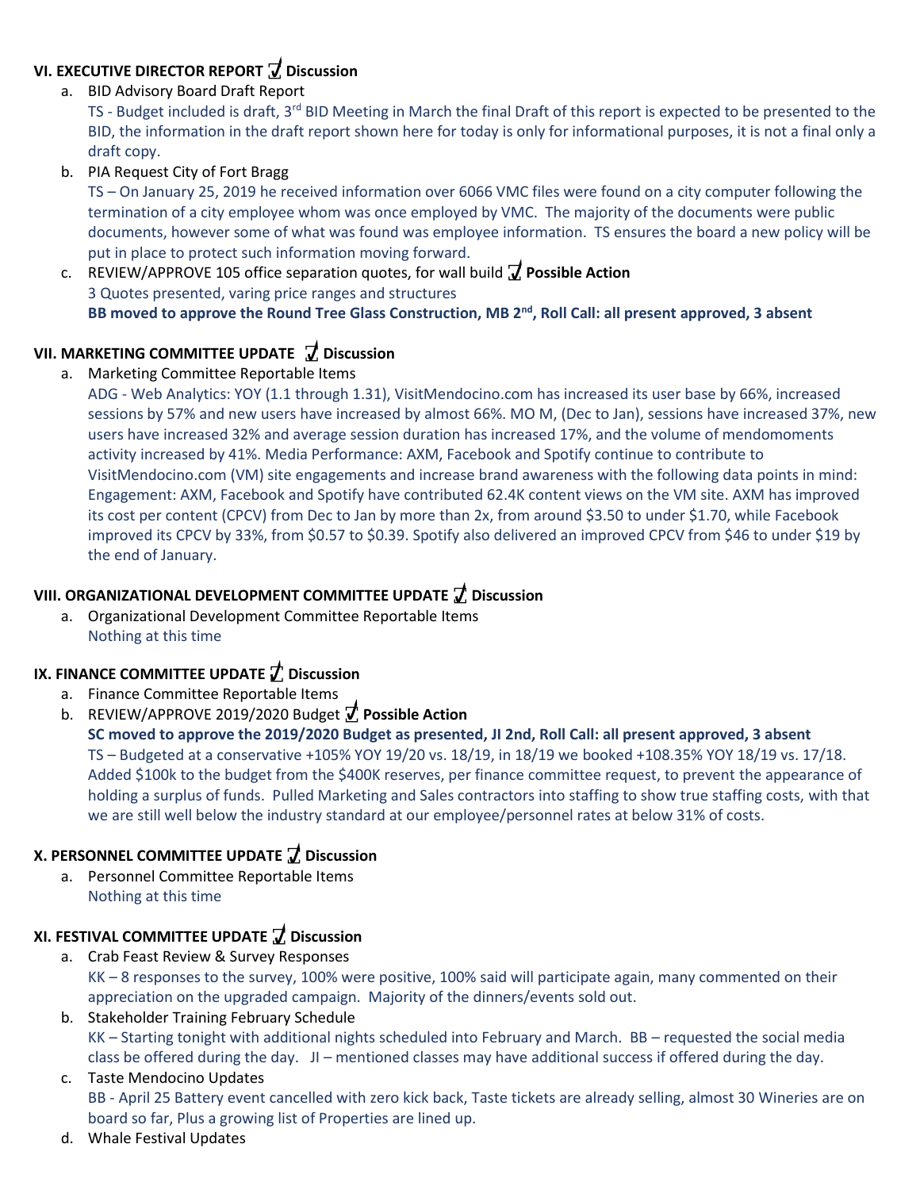## VI. EXECUTIVE DIRECTOR REPORT ☑ Discussion

a. BID Advisory Board Draft Report

TS - Budget included is draft, 3rd BID Meeting in March the final Draft of this report is expected to be presented to the BID, the information in the draft report shown here for today is only for informational purposes, it is not a final only a draft copy.

b. PIA Request City of Fort Bragg

TS – On January 25, 2019 he received information over 6066 VMC files were found on a city computer following the termination of a city employee whom was once employed by VMC. The majority of the documents were public documents, however some of what was found was employee information. TS ensures the board a new policy will be put in place to protect such information moving forward.

c. REVIEW/APPROVE 105 office separation quotes, for wall build ☑ **Possible Action**

3 Quotes presented, varing price ranges and structures

**BB moved to approve the Round Tree Glass Construction, MB 2nd, Roll Call: all present approved, 3 absent**

## VII. MARKETING COMMITTEE UPDATE ☑ Discussion

a. Marketing Committee Reportable Items

ADG - Web Analytics: YOY (1.1 through 1.31), VisitMendocino.com has increased its user base by 66%, increased sessions by 57% and new users have increased by almost 66%. MO M, (Dec to Jan), sessions have increased 37%, new users have increased 32% and average session duration has increased 17%, and the volume of mendomoments activity increased by 41%. Media Performance: AXM, Facebook and Spotify continue to contribute to VisitMendocino.com (VM) site engagements and increase brand awareness with the following data points in mind: Engagement: AXM, Facebook and Spotify have contributed 62.4K content views on the VM site. AXM has improved its cost per content (CPCV) from Dec to Jan by more than 2x, from around $3.50 to under $1.70, while Facebook improved its CPCV by 33%, from $0.57 to $0.39. Spotify also delivered an improved CPCV from $46 to under $19 by the end of January.

## VIII. ORGANIZATIONAL DEVELOPMENT COMMITTEE UPDATE ☑ Discussion

a. Organizational Development Committee Reportable Items

Nothing at this time

## IX. FINANCE COMMITTEE UPDATE ☑ Discussion

a. Finance Committee Reportable Items

b. REVIEW/APPROVE 2019/2020 Budget ☑ **Possible Action**

**SC moved to approve the 2019/2020 Budget as presented, JI 2nd, Roll Call: all present approved, 3 absent**

TS – Budgeted at a conservative +105% YOY 19/20 vs. 18/19, in 18/19 we booked +108.35% YOY 18/19 vs. 17/18. Added $100k to the budget from the $400K reserves, per finance committee request, to prevent the appearance of holding a surplus of funds. Pulled Marketing and Sales contractors into staffing to show true staffing costs, with that we are still well below the industry standard at our employee/personnel rates at below 31% of costs.

## X. PERSONNEL COMMITTEE UPDATE ☑ Discussion

a. Personnel Committee Reportable Items

Nothing at this time

## XI. FESTIVAL COMMITTEE UPDATE ☑ Discussion

a. Crab Feast Review & Survey Responses

KK – 8 responses to the survey, 100% were positive, 100% said will participate again, many commented on their appreciation on the upgraded campaign. Majority of the dinners/events sold out.

b. Stakeholder Training February Schedule

KK – Starting tonight with additional nights scheduled into February and March. BB – requested the social media class be offered during the day. JI – mentioned classes may have additional success if offered during the day.

c. Taste Mendocino Updates

BB - April 25 Battery event cancelled with zero kick back, Taste tickets are already selling, almost 30 Wineries are on board so far, Plus a growing list of Properties are lined up.

d. Whale Festival Updates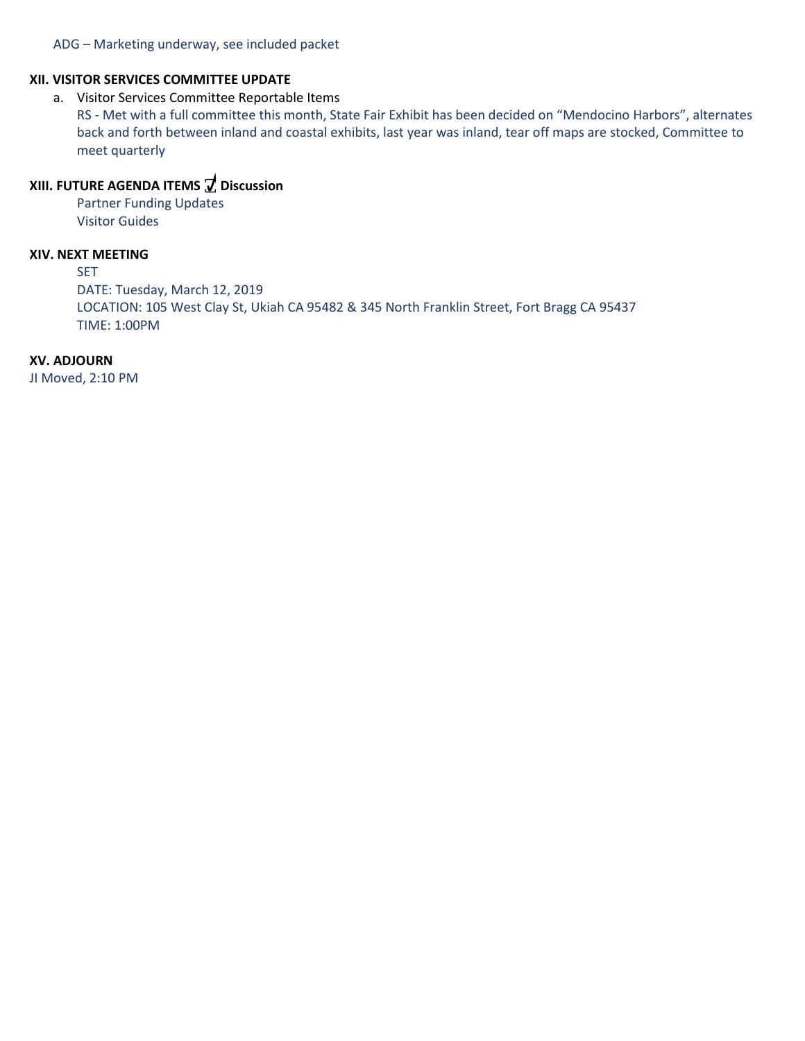ADG – Marketing underway, see included packet

**XII. VISITOR SERVICES COMMITTEE UPDATE**

a. Visitor Services Committee Reportable Items
   RS - Met with a full committee this month, State Fair Exhibit has been decided on "Mendocino Harbors", alternates back and forth between inland and coastal exhibits, last year was inland, tear off maps are stocked, Committee to meet quarterly

**XIII. FUTURE AGENDA ITEMS ☑ Discussion**

Partner Funding Updates
Visitor Guides

**XIV. NEXT MEETING**

SET
DATE: Tuesday, March 12, 2019
LOCATION: 105 West Clay St, Ukiah CA 95482 & 345 North Franklin Street, Fort Bragg CA 95437
TIME: 1:00PM

**XV. ADJOURN**

JI Moved, 2:10 PM